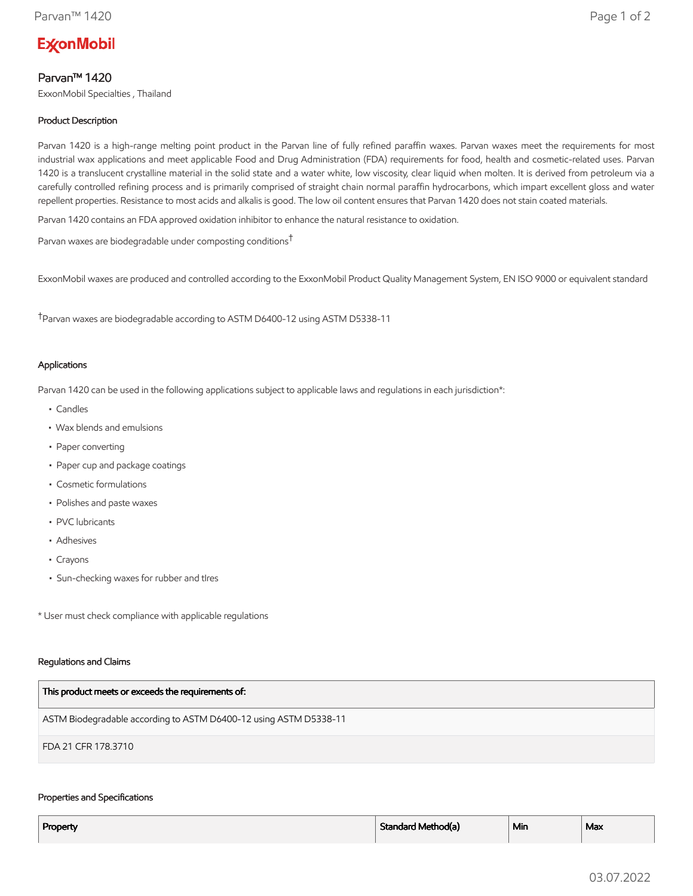**ExxonMobil**

# Parvan™ 1420

ExxonMobil Specialties , Thailand

### Product Description

Parvan 1420 is a high-range melting point product in the Parvan line of fully refined paraffin waxes. Parvan waxes meet the requirements for most industrial wax applications and meet applicable Food and Drug Administration (FDA) requirements for food, health and cosmetic-related uses. Parvan 1420 is a translucent crystalline material in the solid state and a water white, low viscosity, clear liquid when molten. It is derived from petroleum via a carefully controlled refining process and is primarily comprised of straight chain normal paraffin hydrocarbons, which impart excellent gloss and water repellent properties. Resistance to most acids and alkalis is good. The low oil content ensures that Parvan 1420 does not stain coated materials.

Parvan 1420 contains an FDA approved oxidation inhibitor to enhance the natural resistance to oxidation.

Parvan waxes are biodegradable under composting conditions†

ExxonMobil waxes are produced and controlled according to the ExxonMobil Product Quality Management System, EN ISO 9000 or equivalent standard

†Parvan waxes are biodegradable according to ASTM D6400-12 using ASTM D5338-11

### Applications

Parvan 1420 can be used in the following applications subject to applicable laws and regulations in each jurisdiction*:

- Candles
- Wax blends and emulsions
- Paper converting
- Paper cup and package coatings
- Cosmetic formulations
- Polishes and paste waxes
- PVC lubricants
- Adhesives
- Crayons
- Sun-checking waxes for rubber and tIres

* User must check compliance with applicable regulations

### Regulations and Claims

| This product meets or exceeds the requirements of: |
|---|
| ASTM Biodegradable according to ASTM D6400-12 using ASTM D5338-11 |
| FDA 21 CFR 178.3710 |

### Properties and Specifications

| Property | Standard Method(a) | Min | Max |
|---|---|---|---|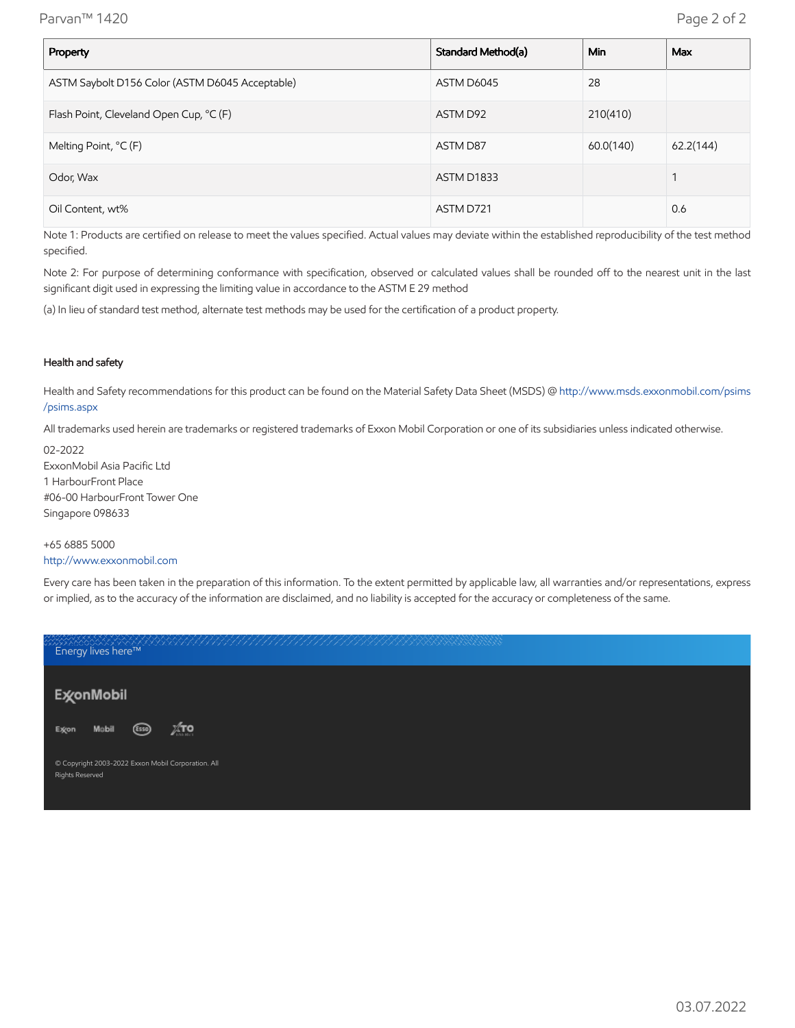| Property | Standard Method(a) | Min | Max |
|---|---|---|---|
| ASTM Saybolt D156 Color (ASTM D6045 Acceptable) | ASTM D6045 | 28 | |
| Flash Point, Cleveland Open Cup, °C (F) | ASTM D92 | 210(410) | |
| Melting Point, °C (F) | ASTM D87 | 60.0(140) | 62.2(144) |
| Odor, Wax | ASTM D1833 | | 1 |
| Oil Content, wt% | ASTM D721 | | 0.6 |

Note 1: Products are certified on release to meet the values specified. Actual values may deviate within the established reproducibility of the test method specified.

Note 2: For purpose of determining conformance with specification, observed or calculated values shall be rounded off to the nearest unit in the last significant digit used in expressing the limiting value in accordance to the ASTM E 29 method

(a) In lieu of standard test method, alternate test methods may be used for the certification of a product property.

### Health and safety

Health and Safety recommendations for this product can be found on the Material Safety Data Sheet (MSDS) @ http://www.msds.exxonmobil.com/psims/psims.aspx

All trademarks used herein are trademarks or registered trademarks of Exxon Mobil Corporation or one of its subsidiaries unless indicated otherwise.

02-2022
ExxonMobil Asia Pacific Ltd
1 HarbourFront Place
#06-00 HarbourFront Tower One
Singapore 098633

+65 6885 5000
http://www.exxonmobil.com

Every care has been taken in the preparation of this information. To the extent permitted by applicable law, all warranties and/or representations, express or implied, as to the accuracy of the information are disclaimed, and no liability is accepted for the accuracy or completeness of the same.

Energy lives here™

ExxonMobil

Exxon Mobil Esso XTO

© Copyright 2003-2022 Exxon Mobil Corporation. All Rights Reserved